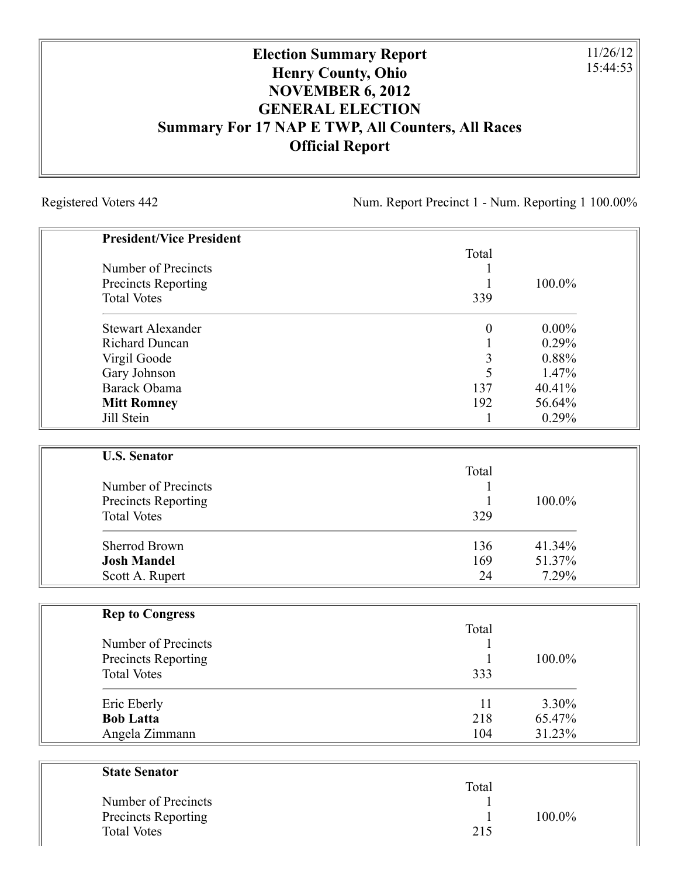# Election Summary Report
# Henry County, Ohio
# NOVEMBER 6, 2012
# GENERAL ELECTION
# Summary For 17 NAP E TWP, All Counters, All Races
# Official Report

11/26/12
15:44:53

Registered Voters 442

Num. Report Precinct 1 - Num. Reporting 1 100.00%

| **President/Vice President** | Total | |
|---|---|---|
| Number of Precincts | 1 | |
| Precincts Reporting | 1 | 100.0% |
| Total Votes | 339 | |
| Stewart Alexander | 0 | 0.00% |
| Richard Duncan | 1 | 0.29% |
| Virgil Goode | 3 | 0.88% |
| Gary Johnson | 5 | 1.47% |
| Barack Obama | 137 | 40.41% |
| **Mitt Romney** | 192 | 56.64% |
| Jill Stein | 1 | 0.29% |

| **U.S. Senator** | Total | |
|---|---|---|
| Number of Precincts | 1 | |
| Precincts Reporting | 1 | 100.0% |
| Total Votes | 329 | |
| Sherrod Brown | 136 | 41.34% |
| **Josh Mandel** | 169 | 51.37% |
| Scott A. Rupert | 24 | 7.29% |

| **Rep to Congress** | Total | |
|---|---|---|
| Number of Precincts | 1 | |
| Precincts Reporting | 1 | 100.0% |
| Total Votes | 333 | |
| Eric Eberly | 11 | 3.30% |
| **Bob Latta** | 218 | 65.47% |
| Angela Zimmann | 104 | 31.23% |

| **State Senator** | Total | |
|---|---|---|
| Number of Precincts | 1 | |
| Precincts Reporting | 1 | 100.0% |
| Total Votes | 215 | |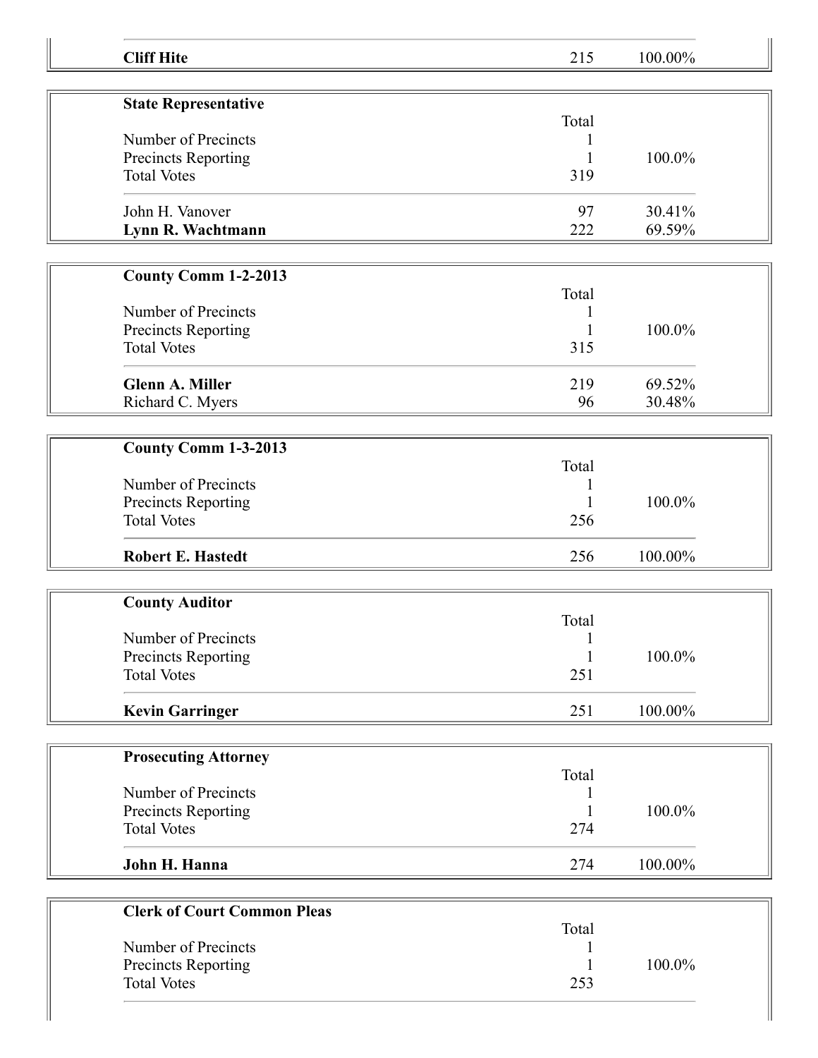| | | |
|---|---|---|
| **Cliff Hite** | 215 | 100.00% |

| **State Representative** | | |
|---|---|---|
| | Total | |
| Number of Precincts | 1 | |
| Precincts Reporting | 1 | 100.0% |
| Total Votes | 319 | |
| John H. Vanover | 97 | 30.41% |
| **Lynn R. Wachtmann** | 222 | 69.59% |

| **County Comm 1-2-2013** | | |
|---|---|---|
| | Total | |
| Number of Precincts | 1 | |
| Precincts Reporting | 1 | 100.0% |
| Total Votes | 315 | |
| **Glenn A. Miller** | 219 | 69.52% |
| Richard C. Myers | 96 | 30.48% |

| **County Comm 1-3-2013** | | |
|---|---|---|
| | Total | |
| Number of Precincts | 1 | |
| Precincts Reporting | 1 | 100.0% |
| Total Votes | 256 | |
| **Robert E. Hastedt** | 256 | 100.00% |

| **County Auditor** | | |
|---|---|---|
| | Total | |
| Number of Precincts | 1 | |
| Precincts Reporting | 1 | 100.0% |
| Total Votes | 251 | |
| **Kevin Garringer** | 251 | 100.00% |

| **Prosecuting Attorney** | | |
|---|---|---|
| | Total | |
| Number of Precincts | 1 | |
| Precincts Reporting | 1 | 100.0% |
| Total Votes | 274 | |
| **John H. Hanna** | 274 | 100.00% |

| **Clerk of Court Common Pleas** | | |
|---|---|---|
| | Total | |
| Number of Precincts | 1 | |
| Precincts Reporting | 1 | 100.0% |
| Total Votes | 253 | |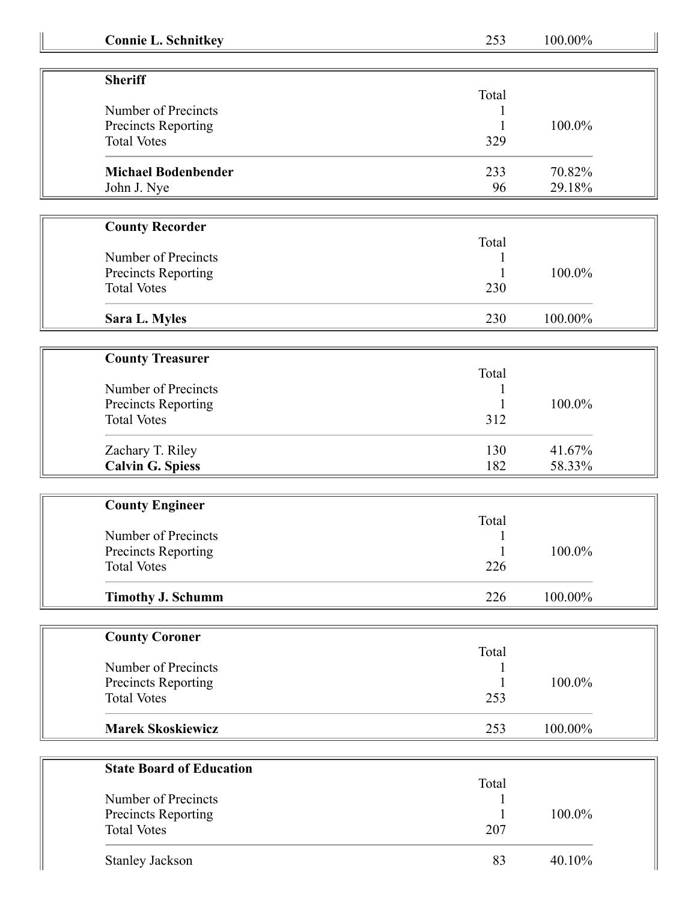| | | |
|---|---|---|
| **Connie L. Schnitkey** | 253 | 100.00% |

**Sheriff**

| | Total | |
|---|---|---|
| Number of Precincts | 1 | |
| Precincts Reporting | 1 | 100.0% |
| Total Votes | 329 | |
| **Michael Bodenbender** | 233 | 70.82% |
| John J. Nye | 96 | 29.18% |

**County Recorder**

| | Total | |
|---|---|---|
| Number of Precincts | 1 | |
| Precincts Reporting | 1 | 100.0% |
| Total Votes | 230 | |
| **Sara L. Myles** | 230 | 100.00% |

**County Treasurer**

| | Total | |
|---|---|---|
| Number of Precincts | 1 | |
| Precincts Reporting | 1 | 100.0% |
| Total Votes | 312 | |
| Zachary T. Riley | 130 | 41.67% |
| **Calvin G. Spiess** | 182 | 58.33% |

**County Engineer**

| | Total | |
|---|---|---|
| Number of Precincts | 1 | |
| Precincts Reporting | 1 | 100.0% |
| Total Votes | 226 | |
| **Timothy J. Schumm** | 226 | 100.00% |

**County Coroner**

| | Total | |
|---|---|---|
| Number of Precincts | 1 | |
| Precincts Reporting | 1 | 100.0% |
| Total Votes | 253 | |
| **Marek Skoskiewicz** | 253 | 100.00% |

**State Board of Education**

| | Total | |
|---|---|---|
| Number of Precincts | 1 | |
| Precincts Reporting | 1 | 100.0% |
| Total Votes | 207 | |
| Stanley Jackson | 83 | 40.10% |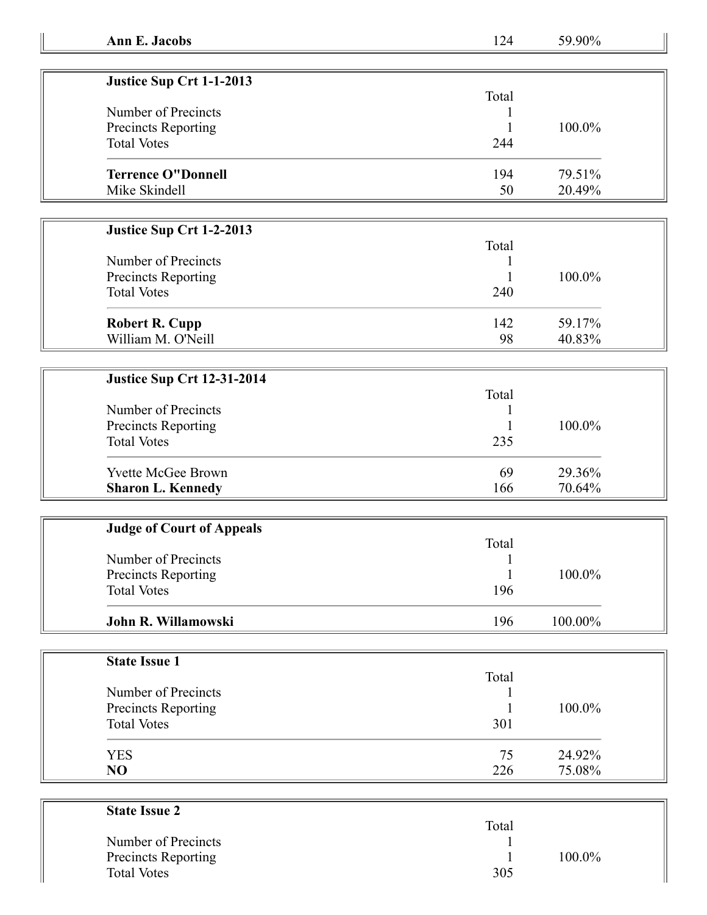| | | |
|---|---|---|
| **Ann E. Jacobs** | 124 | 59.90% |

**Justice Sup Crt 1-1-2013**

| | Total | |
|---|---|---|
| Number of Precincts | 1 | |
| Precincts Reporting | 1 | 100.0% |
| Total Votes | 244 | |
| **Terrence O"Donnell** | 194 | 79.51% |
| Mike Skindell | 50 | 20.49% |

**Justice Sup Crt 1-2-2013**

| | Total | |
|---|---|---|
| Number of Precincts | 1 | |
| Precincts Reporting | 1 | 100.0% |
| Total Votes | 240 | |
| **Robert R. Cupp** | 142 | 59.17% |
| William M. O'Neill | 98 | 40.83% |

**Justice Sup Crt 12-31-2014**

| | Total | |
|---|---|---|
| Number of Precincts | 1 | |
| Precincts Reporting | 1 | 100.0% |
| Total Votes | 235 | |
| Yvette McGee Brown | 69 | 29.36% |
| **Sharon L. Kennedy** | 166 | 70.64% |

**Judge of Court of Appeals**

| | Total | |
|---|---|---|
| Number of Precincts | 1 | |
| Precincts Reporting | 1 | 100.0% |
| Total Votes | 196 | |
| **John R. Willamowski** | 196 | 100.00% |

**State Issue 1**

| | Total | |
|---|---|---|
| Number of Precincts | 1 | |
| Precincts Reporting | 1 | 100.0% |
| Total Votes | 301 | |
| YES | 75 | 24.92% |
| **NO** | 226 | 75.08% |

**State Issue 2**

| | Total | |
|---|---|---|
| Number of Precincts | 1 | |
| Precincts Reporting | 1 | 100.0% |
| Total Votes | 305 | |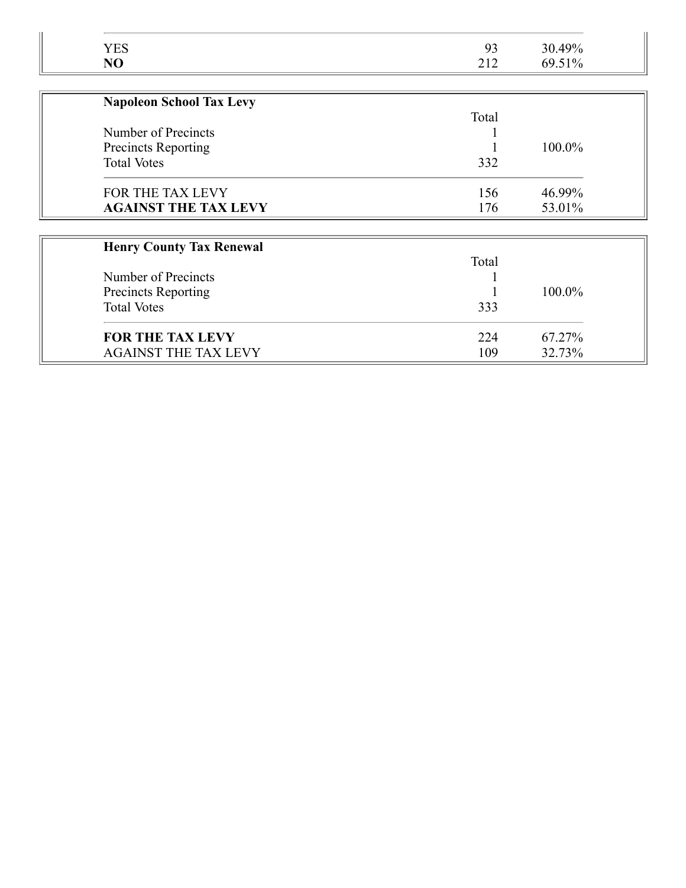| | | |
|---|---|---|
| YES | 93 | 30.49% |
| **NO** | 212 | 69.51% |

**Napoleon School Tax Levy**

| | Total | |
|---|---|---|
| Number of Precincts | 1 | |
| Precincts Reporting | 1 | 100.0% |
| Total Votes | 332 | |
| FOR THE TAX LEVY | 156 | 46.99% |
| **AGAINST THE TAX LEVY** | 176 | 53.01% |

**Henry County Tax Renewal**

| | Total | |
|---|---|---|
| Number of Precincts | 1 | |
| Precincts Reporting | 1 | 100.0% |
| Total Votes | 333 | |
| **FOR THE TAX LEVY** | 224 | 67.27% |
| AGAINST THE TAX LEVY | 109 | 32.73% |